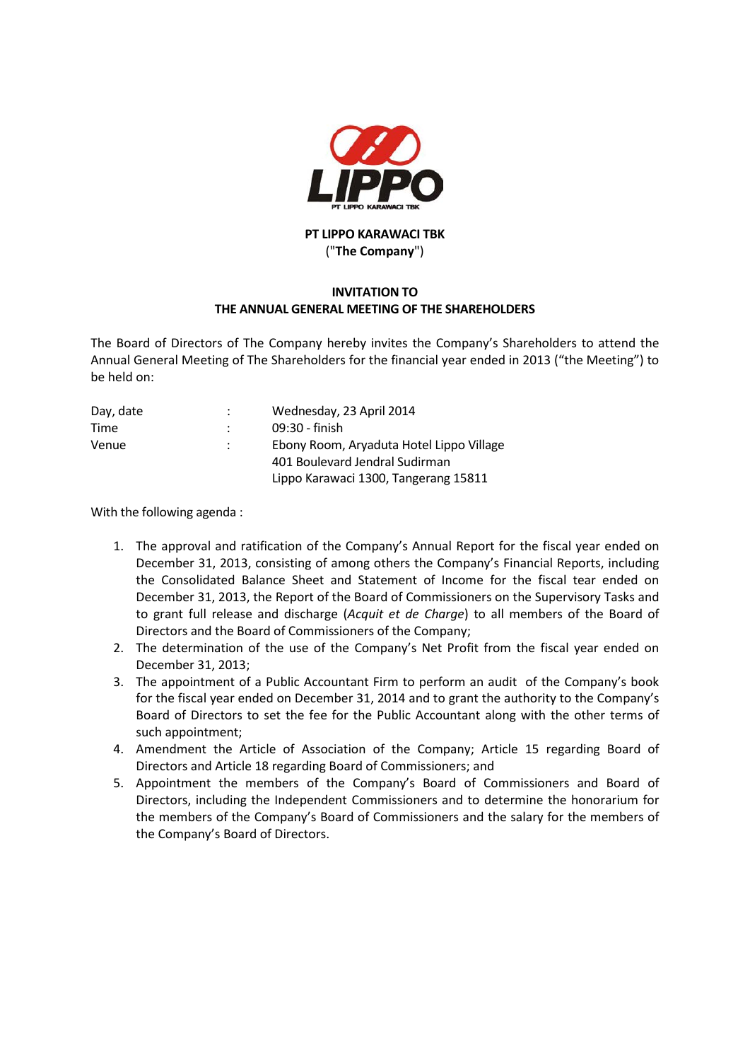**PT LIPPO KARAWACI TBK**
("**The Company**")

**INVITATION TO**
**THE ANNUAL GENERAL MEETING OF THE SHAREHOLDERS**

The Board of Directors of The Company hereby invites the Company's Shareholders to attend the Annual General Meeting of The Shareholders for the financial year ended in 2013 ("the Meeting") to be held on:

| | | |
|---|---|---|
| Day, date | : | Wednesday, 23 April 2014 |
| Time | : | 09:30 - finish |
| Venue | : | Ebony Room, Aryaduta Hotel Lippo Village<br>401 Boulevard Jendral Sudirman<br>Lippo Karawaci 1300, Tangerang 15811 |

With the following agenda :

1. The approval and ratification of the Company's Annual Report for the fiscal year ended on December 31, 2013, consisting of among others the Company's Financial Reports, including the Consolidated Balance Sheet and Statement of Income for the fiscal tear ended on December 31, 2013, the Report of the Board of Commissioners on the Supervisory Tasks and to grant full release and discharge (*Acquit et de Charge*) to all members of the Board of Directors and the Board of Commissioners of the Company;
2. The determination of the use of the Company's Net Profit from the fiscal year ended on December 31, 2013;
3. The appointment of a Public Accountant Firm to perform an audit of the Company's book for the fiscal year ended on December 31, 2014 and to grant the authority to the Company's Board of Directors to set the fee for the Public Accountant along with the other terms of such appointment;
4. Amendment the Article of Association of the Company; Article 15 regarding Board of Directors and Article 18 regarding Board of Commissioners; and
5. Appointment the members of the Company's Board of Commissioners and Board of Directors, including the Independent Commissioners and to determine the honorarium for the members of the Company's Board of Commissioners and the salary for the members of the Company's Board of Directors.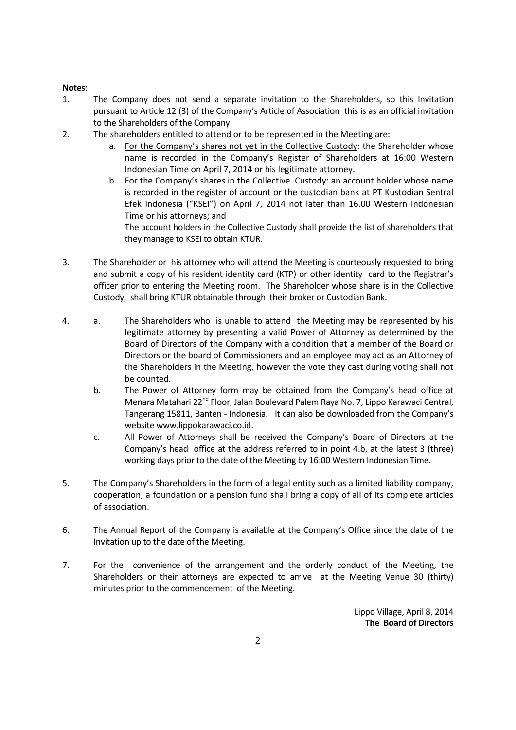**Notes**:

1. The Company does not send a separate invitation to the Shareholders, so this Invitation pursuant to Article 12 (3) of the Company's Article of Association this is as an official invitation to the Shareholders of the Company.
2. The shareholders entitled to attend or to be represented in the Meeting are:
   a. For the Company's shares not yet in the Collective Custody: the Shareholder whose name is recorded in the Company's Register of Shareholders at 16:00 Western Indonesian Time on April 7, 2014 or his legitimate attorney.
   b. For the Company's shares in the Collective Custody: an account holder whose name is recorded in the register of account or the custodian bank at PT Kustodian Sentral Efek Indonesia ("KSEI") on April 7, 2014 not later than 16.00 Western Indonesian Time or his attorneys; and
   The account holders in the Collective Custody shall provide the list of shareholders that they manage to KSEI to obtain KTUR.
3. The Shareholder or his attorney who will attend the Meeting is courteously requested to bring and submit a copy of his resident identity card (KTP) or other identity card to the Registrar's officer prior to entering the Meeting room. The Shareholder whose share is in the Collective Custody, shall bring KTUR obtainable through their broker or Custodian Bank.
4. a. The Shareholders who is unable to attend the Meeting may be represented by his legitimate attorney by presenting a valid Power of Attorney as determined by the Board of Directors of the Company with a condition that a member of the Board or Directors or the board of Commissioners and an employee may act as an Attorney of the Shareholders in the Meeting, however the vote they cast during voting shall not be counted.
   b. The Power of Attorney form may be obtained from the Company's head office at Menara Matahari 22nd Floor, Jalan Boulevard Palem Raya No. 7, Lippo Karawaci Central, Tangerang 15811, Banten - Indonesia. It can also be downloaded from the Company's website www.lippokarawaci.co.id.
   c. All Power of Attorneys shall be received the Company's Board of Directors at the Company's head office at the address referred to in point 4.b, at the latest 3 (three) working days prior to the date of the Meeting by 16:00 Western Indonesian Time.
5. The Company's Shareholders in the form of a legal entity such as a limited liability company, cooperation, a foundation or a pension fund shall bring a copy of all of its complete articles of association.
6. The Annual Report of the Company is available at the Company's Office since the date of the Invitation up to the date of the Meeting.
7. For the convenience of the arrangement and the orderly conduct of the Meeting, the Shareholders or their attorneys are expected to arrive at the Meeting Venue 30 (thirty) minutes prior to the commencement of the Meeting.

Lippo Village, April 8, 2014
**The Board of Directors**